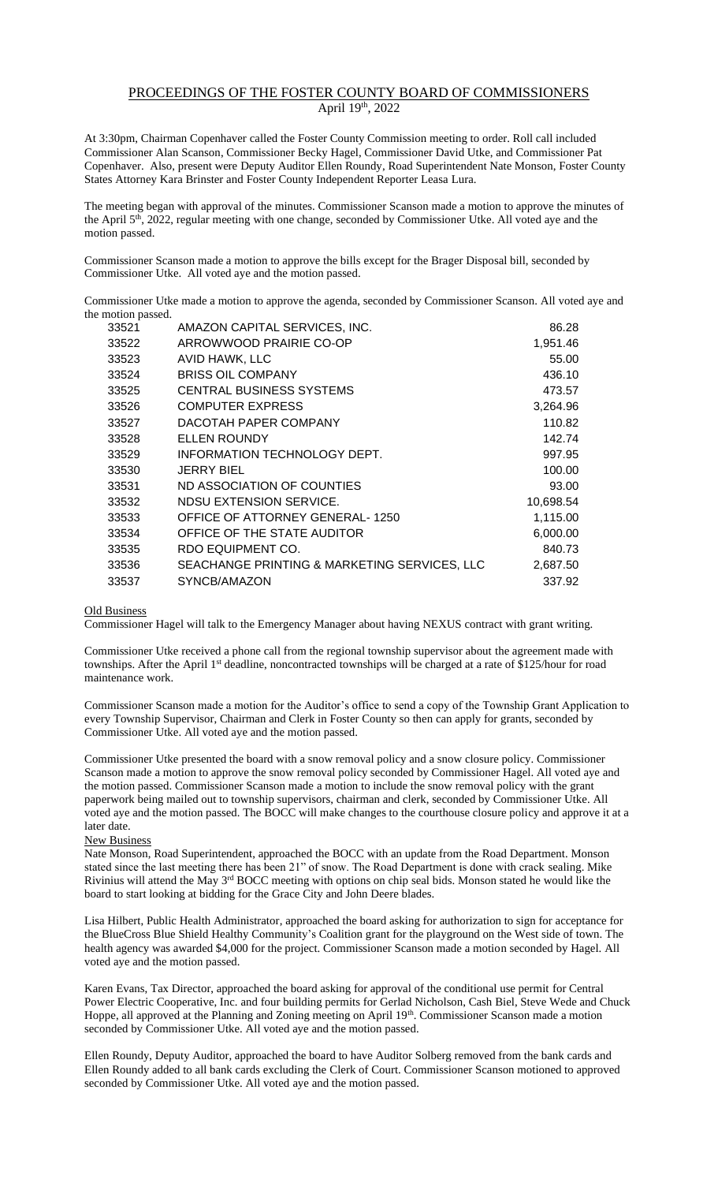# PROCEEDINGS OF THE FOSTER COUNTY BOARD OF COMMISSIONERS

April 19th, 2022

At 3:30pm, Chairman Copenhaver called the Foster County Commission meeting to order. Roll call included Commissioner Alan Scanson, Commissioner Becky Hagel, Commissioner David Utke, and Commissioner Pat Copenhaver. Also, present were Deputy Auditor Ellen Roundy, Road Superintendent Nate Monson, Foster County States Attorney Kara Brinster and Foster County Independent Reporter Leasa Lura.

The meeting began with approval of the minutes. Commissioner Scanson made a motion to approve the minutes of the April 5th, 2022, regular meeting with one change, seconded by Commissioner Utke. All voted aye and the motion passed.

Commissioner Scanson made a motion to approve the bills except for the Brager Disposal bill, seconded by Commissioner Utke. All voted aye and the motion passed.

Commissioner Utke made a motion to approve the agenda, seconded by Commissioner Scanson. All voted aye and the motion passed.

| | | |
|---|---|---|
| 33521 | AMAZON CAPITAL SERVICES, INC. | 86.28 |
| 33522 | ARROWWOOD PRAIRIE CO-OP | 1,951.46 |
| 33523 | AVID HAWK, LLC | 55.00 |
| 33524 | BRISS OIL COMPANY | 436.10 |
| 33525 | CENTRAL BUSINESS SYSTEMS | 473.57 |
| 33526 | COMPUTER EXPRESS | 3,264.96 |
| 33527 | DACOTAH PAPER COMPANY | 110.82 |
| 33528 | ELLEN ROUNDY | 142.74 |
| 33529 | INFORMATION TECHNOLOGY DEPT. | 997.95 |
| 33530 | JERRY BIEL | 100.00 |
| 33531 | ND ASSOCIATION OF COUNTIES | 93.00 |
| 33532 | NDSU EXTENSION SERVICE. | 10,698.54 |
| 33533 | OFFICE OF ATTORNEY GENERAL- 1250 | 1,115.00 |
| 33534 | OFFICE OF THE STATE AUDITOR | 6,000.00 |
| 33535 | RDO EQUIPMENT CO. | 840.73 |
| 33536 | SEACHANGE PRINTING & MARKETING SERVICES, LLC | 2,687.50 |
| 33537 | SYNCB/AMAZON | 337.92 |

## Old Business

Commissioner Hagel will talk to the Emergency Manager about having NEXUS contract with grant writing.

Commissioner Utke received a phone call from the regional township supervisor about the agreement made with townships. After the April 1st deadline, noncontracted townships will be charged at a rate of $125/hour for road maintenance work.

Commissioner Scanson made a motion for the Auditor's office to send a copy of the Township Grant Application to every Township Supervisor, Chairman and Clerk in Foster County so then can apply for grants, seconded by Commissioner Utke. All voted aye and the motion passed.

Commissioner Utke presented the board with a snow removal policy and a snow closure policy. Commissioner Scanson made a motion to approve the snow removal policy seconded by Commissioner Hagel. All voted aye and the motion passed. Commissioner Scanson made a motion to include the snow removal policy with the grant paperwork being mailed out to township supervisors, chairman and clerk, seconded by Commissioner Utke. All voted aye and the motion passed. The BOCC will make changes to the courthouse closure policy and approve it at a later date.

## New Business

Nate Monson, Road Superintendent, approached the BOCC with an update from the Road Department. Monson stated since the last meeting there has been 21" of snow. The Road Department is done with crack sealing. Mike Rivinius will attend the May 3rd BOCC meeting with options on chip seal bids. Monson stated he would like the board to start looking at bidding for the Grace City and John Deere blades.

Lisa Hilbert, Public Health Administrator, approached the board asking for authorization to sign for acceptance for the BlueCross Blue Shield Healthy Community's Coalition grant for the playground on the West side of town. The health agency was awarded $4,000 for the project. Commissioner Scanson made a motion seconded by Hagel. All voted aye and the motion passed.

Karen Evans, Tax Director, approached the board asking for approval of the conditional use permit for Central Power Electric Cooperative, Inc. and four building permits for Gerlad Nicholson, Cash Biel, Steve Wede and Chuck Hoppe, all approved at the Planning and Zoning meeting on April 19th. Commissioner Scanson made a motion seconded by Commissioner Utke. All voted aye and the motion passed.

Ellen Roundy, Deputy Auditor, approached the board to have Auditor Solberg removed from the bank cards and Ellen Roundy added to all bank cards excluding the Clerk of Court. Commissioner Scanson motioned to approved seconded by Commissioner Utke. All voted aye and the motion passed.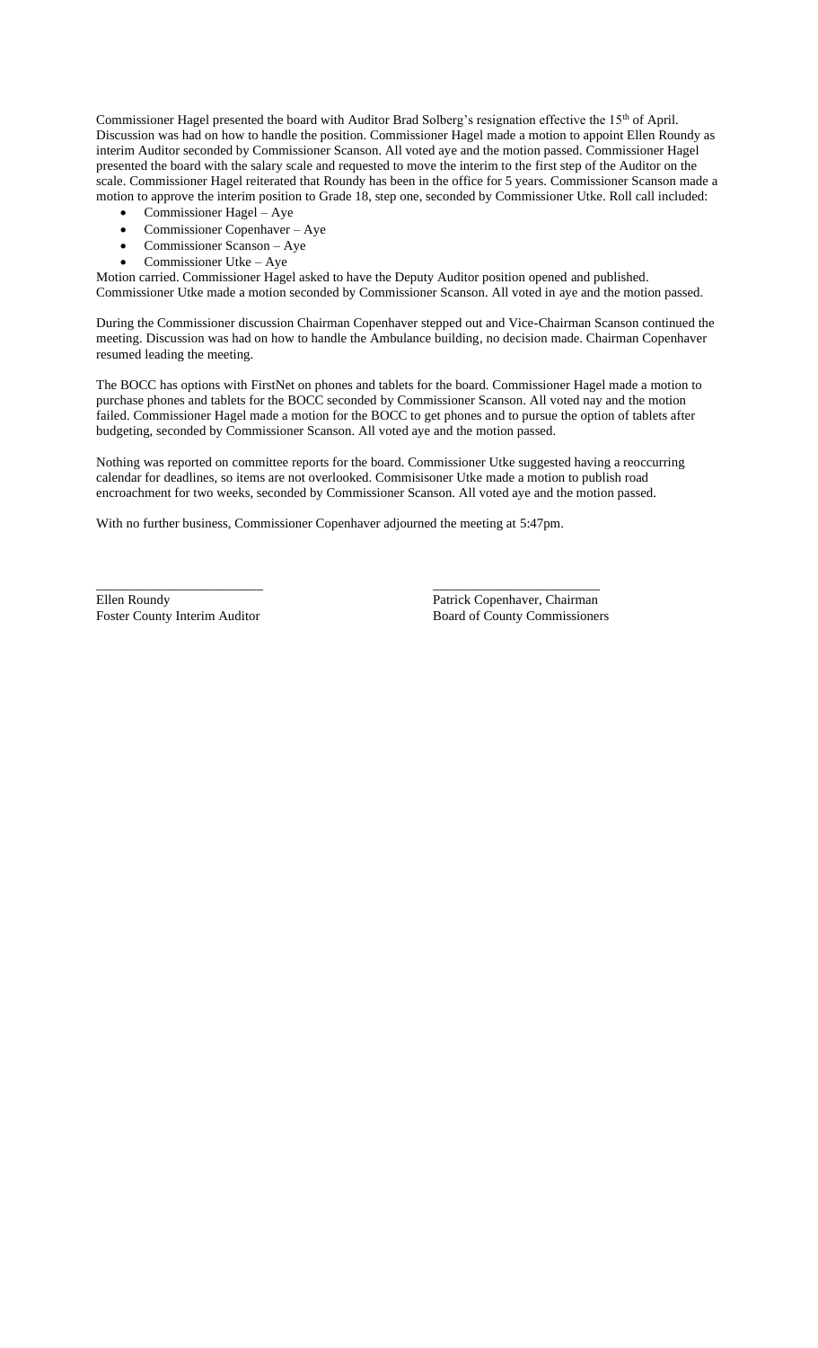Commissioner Hagel presented the board with Auditor Brad Solberg's resignation effective the 15th of April. Discussion was had on how to handle the position. Commissioner Hagel made a motion to appoint Ellen Roundy as interim Auditor seconded by Commissioner Scanson. All voted aye and the motion passed. Commissioner Hagel presented the board with the salary scale and requested to move the interim to the first step of the Auditor on the scale. Commissioner Hagel reiterated that Roundy has been in the office for 5 years. Commissioner Scanson made a motion to approve the interim position to Grade 18, step one, seconded by Commissioner Utke. Roll call included:

- Commissioner Hagel – Aye
- Commissioner Copenhaver – Aye
- Commissioner Scanson – Aye
- Commissioner Utke – Aye

Motion carried. Commissioner Hagel asked to have the Deputy Auditor position opened and published. Commissioner Utke made a motion seconded by Commissioner Scanson. All voted in aye and the motion passed.

During the Commissioner discussion Chairman Copenhaver stepped out and Vice-Chairman Scanson continued the meeting. Discussion was had on how to handle the Ambulance building, no decision made. Chairman Copenhaver resumed leading the meeting.

The BOCC has options with FirstNet on phones and tablets for the board. Commissioner Hagel made a motion to purchase phones and tablets for the BOCC seconded by Commissioner Scanson. All voted nay and the motion failed. Commissioner Hagel made a motion for the BOCC to get phones and to pursue the option of tablets after budgeting, seconded by Commissioner Scanson. All voted aye and the motion passed.

Nothing was reported on committee reports for the board. Commissioner Utke suggested having a reoccurring calendar for deadlines, so items are not overlooked. Commisisoner Utke made a motion to publish road encroachment for two weeks, seconded by Commissioner Scanson. All voted aye and the motion passed.

With no further business, Commissioner Copenhaver adjourned the meeting at 5:47pm.

\_\_\_\_\_\_\_\_\_\_\_\_\_\_\_\_\_\_\_\_\_\_\_\_\_
Ellen Roundy
Foster County Interim Auditor

\_\_\_\_\_\_\_\_\_\_\_\_\_\_\_\_\_\_\_\_\_\_\_\_\_
Patrick Copenhaver, Chairman
Board of County Commissioners